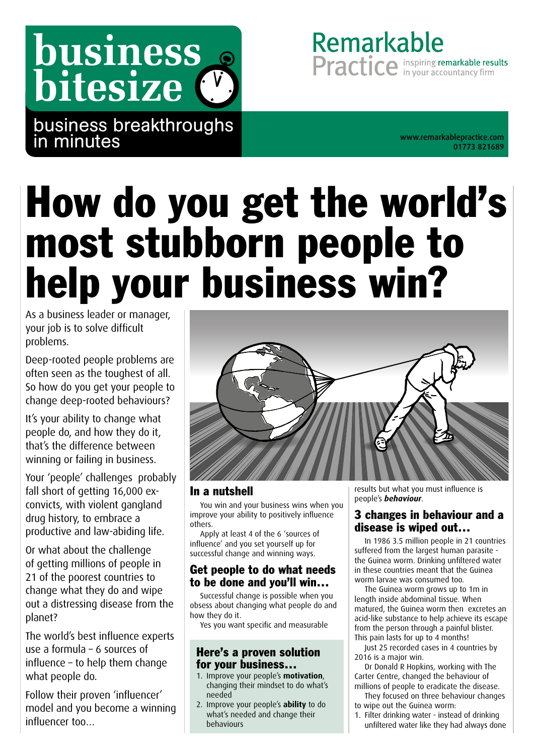business bitesize

business breakthroughs in minutes

Remarkable Practice — inspiring remarkable results in your accountancy firm

www.remarkablepractice.com
01773 821689

# How do you get the world's most stubborn people to help your business win?

As a business leader or manager, your job is to solve difficult problems.

Deep-rooted people problems are often seen as the toughest of all. So how do you get your people to change deep-rooted behaviours?

It's your ability to change what people do, and how they do it, that's the difference between winning or failing in business.

Your 'people' challenges probably fall short of getting 16,000 ex-convicts, with violent gangland drug history, to embrace a productive and law-abiding life.

Or what about the challenge of getting millions of people in 21 of the poorest countries to change what they do and wipe out a distressing disease from the planet?

The world's best influence experts use a formula – 6 sources of influence – to help them change what people do.

Follow their proven 'influencer' model and you become a winning influencer too...

## In a nutshell

You win and your business wins when you improve your ability to positively influence others.

Apply at least 4 of the 6 'sources of influence' and you set yourself up for successful change and winning ways.

## Get people to do what needs to be done and you'll win...

Successful change is possible when you obsess about changing what people do and how they do it.

Yes you want specific and measurable results but what you must influence is people's ***behaviour***.

### Here's a proven solution for your business...

1. Improve your people's **motivation**, changing their mindset to do what's needed
2. Improve your people's **ability** to do what's needed and change their behaviours

## 3 changes in behaviour and a disease is wiped out...

In 1986 3.5 million people in 21 countries suffered from the largest human parasite - the Guinea worm. Drinking unfiltered water in these countries meant that the Guinea worm larvae was consumed too.

The Guinea worm grows up to 1m in length inside abdominal tissue. When matured, the Guinea worm then excretes an acid-like substance to help achieve its escape from the person through a painful blister. This pain lasts for up to 4 months!

Just 25 recorded cases in 4 countries by 2016 is a major win.

Dr Donald R Hopkins, working with The Carter Centre, changed the behaviour of millions of people to eradicate the disease.

They focused on three behaviour changes to wipe out the Guinea worm:

1. Filter drinking water - instead of drinking unfiltered water like they had always done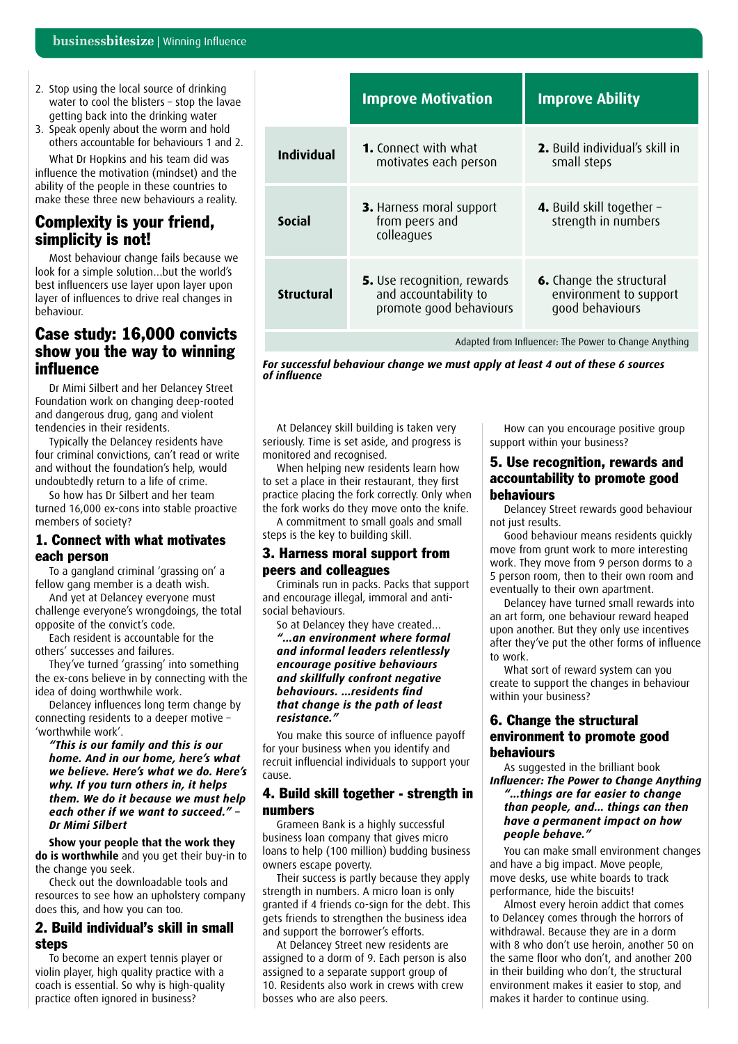2. Stop using the local source of drinking water to cool the blisters – stop the lavae getting back into the drinking water
3. Speak openly about the worm and hold others accountable for behaviours 1 and 2.

What Dr Hopkins and his team did was influence the motivation (mindset) and the ability of the people in these countries to make these three new behaviours a reality.

## Complexity is your friend, simplicity is not!

Most behaviour change fails because we look for a simple solution...but the world's best influencers use layer upon layer upon layer of influences to drive real changes in behaviour.

## Case study: 16,000 convicts show you the way to winning influence

Dr Mimi Silbert and her Delancey Street Foundation work on changing deep-rooted and dangerous drug, gang and violent tendencies in their residents.

Typically the Delancey residents have four criminal convictions, can't read or write and without the foundation's help, would undoubtedly return to a life of crime.

So how has Dr Silbert and her team turned 16,000 ex-cons into stable proactive members of society?

| | Improve Motivation | Improve Ability |
|---|---|---|
| **Individual** | **1.** Connect with what motivates each person | **2.** Build individual's skill in small steps |
| **Social** | **3.** Harness moral support from peers and colleagues | **4.** Build skill together – strength in numbers |
| **Structural** | **5.** Use recognition, rewards and accountability to promote good behaviours | **6.** Change the structural environment to support good behaviours |

Adapted from Influencer: The Power to Change Anything

***For successful behaviour change we must apply at least 4 out of these 6 sources of influence***

### 1. Connect with what motivates each person

To a gangland criminal 'grassing on' a fellow gang member is a death wish.

And yet at Delancey everyone must challenge everyone's wrongdoings, the total opposite of the convict's code.

Each resident is accountable for the others' successes and failures.

They've turned 'grassing' into something the ex-cons believe in by connecting with the idea of doing worthwhile work.

Delancey influences long term change by connecting residents to a deeper motive – 'worthwhile work'.

***"This is our family and this is our home. And in our home, here's what we believe. Here's what we do. Here's why. If you turn others in, it helps them. We do it because we must help each other if we want to succeed." – Dr Mimi Silbert***

**Show your people that the work they do is worthwhile** and you get their buy-in to the change you seek.

Check out the downloadable tools and resources to see how an upholstery company does this, and how you can too.

### 2. Build individual's skill in small steps

To become an expert tennis player or violin player, high quality practice with a coach is essential. So why is high-quality practice often ignored in business?

At Delancey skill building is taken very seriously. Time is set aside, and progress is monitored and recognised.

When helping new residents learn how to set a place in their restaurant, they first practice placing the fork correctly. Only when the fork works do they move onto the knife.

A commitment to small goals and small steps is the key to building skill.

### 3. Harness moral support from peers and colleagues

Criminals run in packs. Packs that support and encourage illegal, immoral and anti-social behaviours.

So at Delancey they have created...

***"...an environment where formal and informal leaders relentlessly encourage positive behaviours and skillfully confront negative behaviours. ...residents find that change is the path of least resistance."***

You make this source of influence payoff for your business when you identify and recruit influential individuals to support your cause.

### 4. Build skill together - strength in numbers

Grameen Bank is a highly successful business loan company that gives micro loans to help (100 million) budding business owners escape poverty.

Their success is partly because they apply strength in numbers. A micro loan is only granted if 4 friends co-sign for the debt. This gets friends to strengthen the business idea and support the borrower's efforts.

At Delancey Street new residents are assigned to a dorm of 9. Each person is also assigned to a separate support group of 10. Residents also work in crews with crew bosses who are also peers.

How can you encourage positive group support within your business?

### 5. Use recognition, rewards and accountability to promote good behaviours

Delancey Street rewards good behaviour not just results.

Good behaviour means residents quickly move from grunt work to more interesting work. They move from 9 person dorms to a 5 person room, then to their own room and eventually to their own apartment.

Delancey have turned small rewards into an art form, one behaviour reward heaped upon another. But they only use incentives after they've put the other forms of influence to work.

What sort of reward system can you create to support the changes in behaviour within your business?

### 6. Change the structural environment to promote good behaviours

As suggested in the brilliant book ***Influencer: The Power to Change Anything***

***"...things are far easier to change than people, and... things can then have a permanent impact on how people behave."***

You can make small environment changes and have a big impact. Move people, move desks, use white boards to track performance, hide the biscuits!

Almost every heroin addict that comes to Delancey comes through the horrors of withdrawal. Because they are in a dorm with 8 who don't use heroin, another 50 on the same floor who don't, and another 200 in their building who don't, the structural environment makes it easier to stop, and makes it harder to continue using.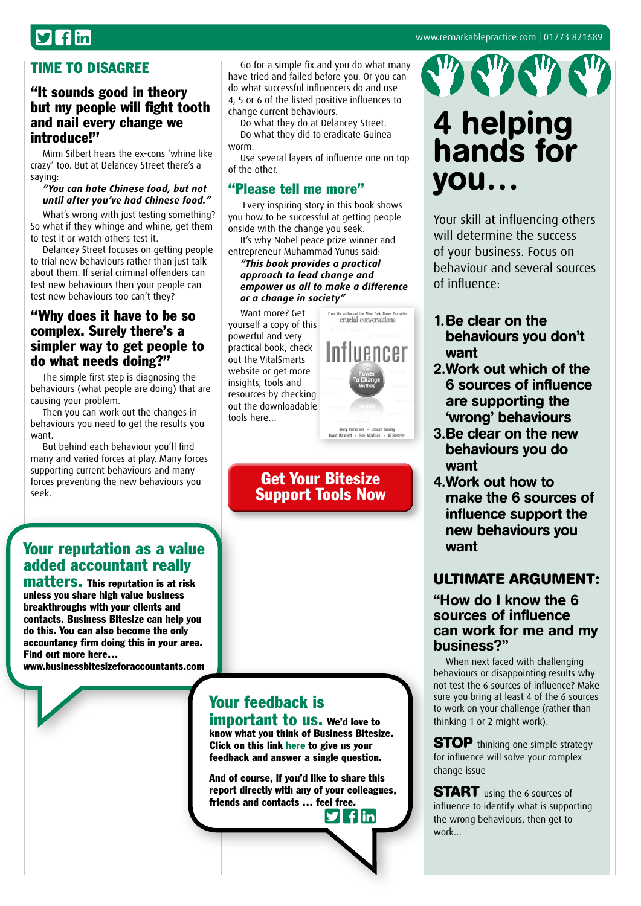## TIME TO DISAGREE

### "It sounds good in theory but my people will fight tooth and nail every change we introduce!"

Mimi Silbert hears the ex-cons 'whine like crazy' too. But at Delancey Street there's a saying:

*"You can hate Chinese food, but not until after you've had Chinese food."*

What's wrong with just testing something? So what if they whinge and whine, get them to test it or watch others test it.

Delancey Street focuses on getting people to trial new behaviours rather than just talk about them. If serial criminal offenders can test new behaviours then your people can test new behaviours too can't they?

### "Why does it have to be so complex. Surely there's a simpler way to get people to do what needs doing?"

The simple first step is diagnosing the behaviours (what people are doing) that are causing your problem.

Then you can work out the changes in behaviours you need to get the results you want.

But behind each behaviour you'll find many and varied forces at play. Many forces supporting current behaviours and many forces preventing the new behaviours you seek.

Go for a simple fix and you do what many have tried and failed before you. Or you can do what successful influencers do and use 4, 5 or 6 of the listed positive influences to change current behaviours.

Do what they do at Delancey Street.

Do what they did to eradicate Guinea worm.

Use several layers of influence one on top of the other.

### "Please tell me more"

Every inspiring story in this book shows you how to be successful at getting people onside with the change you seek.

It's why Nobel peace prize winner and entrepreneur Muhammad Yunus said:

*"This book provides a practical approach to lead change and empower us all to make a difference or a change in society"*

Want more? Get yourself a copy of this powerful and very practical book, check out the VitalSmarts website or get more insights, tools and resources by checking out the downloadable tools here...

**Get Your Bitesize Support Tools Now**

**Your reputation as a value added accountant really matters. This reputation is at risk unless you share high value business breakthroughs with your clients and contacts. Business Bitesize can help you do this. You can also become the only accountancy firm doing this in your area. Find out more here… www.businessbitesizeforaccountants.com**

**Your feedback is important to us. We'd love to know what you think of Business Bitesize. Click on this link here to give us your feedback and answer a single question.**

**And of course, if you'd like to share this report directly with any of your colleagues, friends and contacts … feel free.**

# 4 helping hands for you…

Your skill at influencing others will determine the success of your business. Focus on behaviour and several sources of influence:

1. **Be clear on the behaviours you don't want**
2. **Work out which of the 6 sources of influence are supporting the 'wrong' behaviours**
3. **Be clear on the new behaviours you do want**
4. **Work out how to make the 6 sources of influence support the new behaviours you want**

## ULTIMATE ARGUMENT:

### "How do I know the 6 sources of influence can work for me and my business?"

When next faced with challenging behaviours or disappointing results why not test the 6 sources of influence? Make sure you bring at least 4 of the 6 sources to work on your challenge (rather than thinking 1 or 2 might work).

**STOP** thinking one simple strategy for influence will solve your complex change issue

**START** using the 6 sources of influence to identify what is supporting the wrong behaviours, then get to work...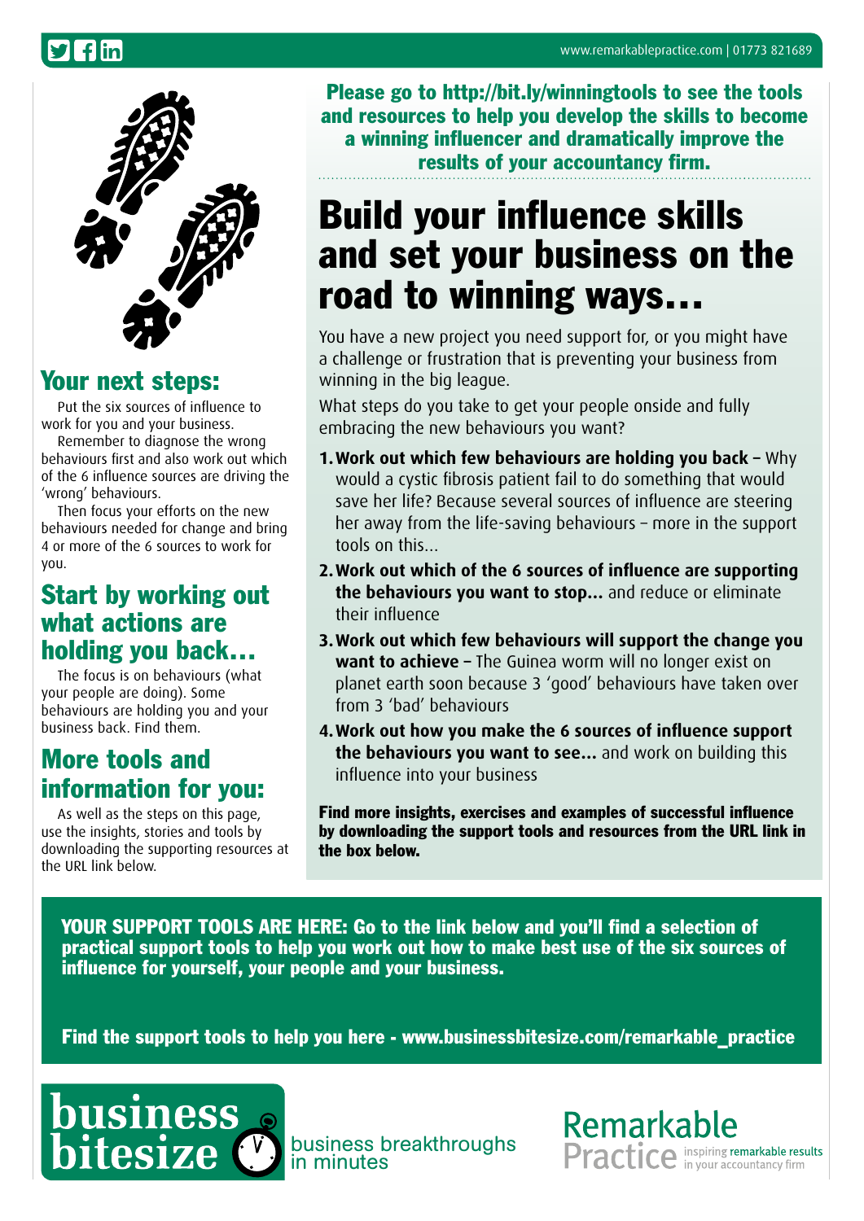## Your next steps:

Put the six sources of influence to work for you and your business.

Remember to diagnose the wrong behaviours first and also work out which of the 6 influence sources are driving the 'wrong' behaviours.

Then focus your efforts on the new behaviours needed for change and bring 4 or more of the 6 sources to work for you.

## Start by working out what actions are holding you back…

The focus is on behaviours (what your people are doing). Some behaviours are holding you and your business back. Find them.

## More tools and information for you:

As well as the steps on this page, use the insights, stories and tools by downloading the supporting resources at the URL link below.

**Please go to http://bit.ly/winningtools to see the tools and resources to help you develop the skills to become a winning influencer and dramatically improve the results of your accountancy firm.**

# Build your influence skills and set your business on the road to winning ways…

You have a new project you need support for, or you might have a challenge or frustration that is preventing your business from winning in the big league.

What steps do you take to get your people onside and fully embracing the new behaviours you want?

1. **Work out which few behaviours are holding you back –** Why would a cystic fibrosis patient fail to do something that would save her life? Because several sources of influence are steering her away from the life-saving behaviours – more in the support tools on this…
2. **Work out which of the 6 sources of influence are supporting the behaviours you want to stop…** and reduce or eliminate their influence
3. **Work out which few behaviours will support the change you want to achieve –** The Guinea worm will no longer exist on planet earth soon because 3 'good' behaviours have taken over from 3 'bad' behaviours
4. **Work out how you make the 6 sources of influence support the behaviours you want to see…** and work on building this influence into your business

**Find more insights, exercises and examples of successful influence by downloading the support tools and resources from the URL link in the box below.**

**YOUR SUPPORT TOOLS ARE HERE: Go to the link below and you'll find a selection of practical support tools to help you work out how to make best use of the six sources of influence for yourself, your people and your business.**

**Find the support tools to help you here - www.businessbitesize.com/remarkable_practice**

business bitesize – business breakthroughs in minutes

Remarkable Practice – inspiring remarkable results in your accountancy firm